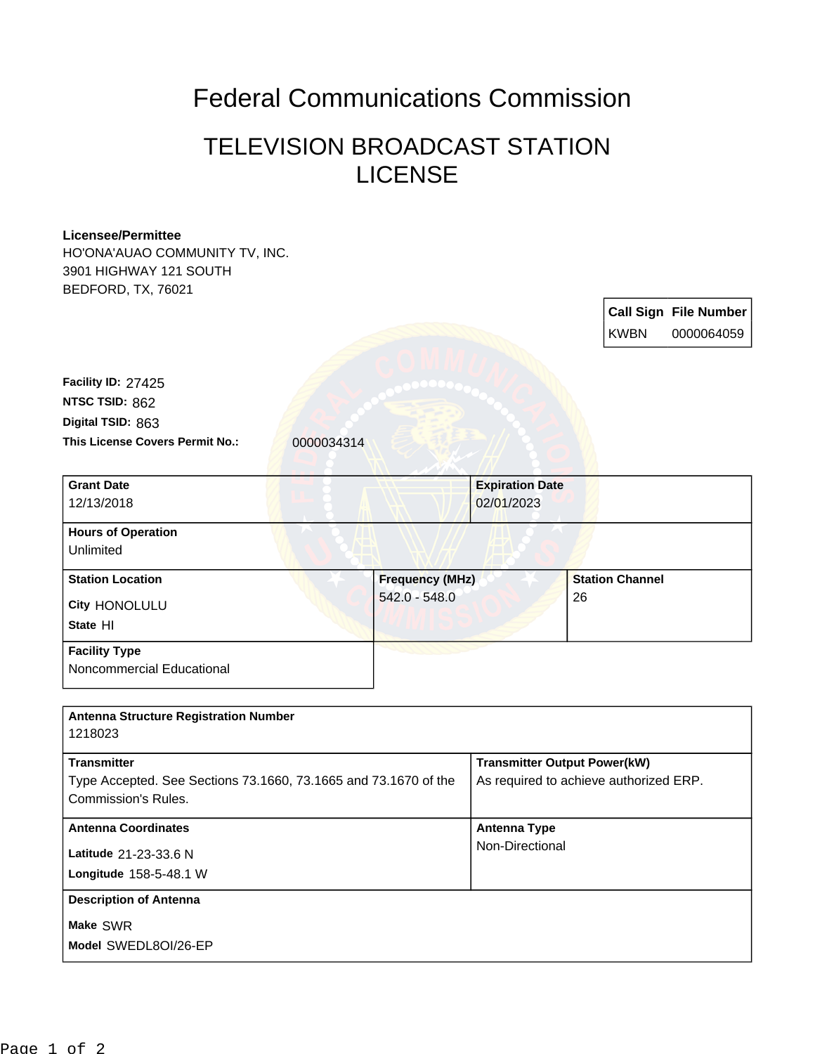# Federal Communications Commission

## TELEVISION BROADCAST STATION LICENSE

**Licensee/Permittee**
HO'ONA'AUAO COMMUNITY TV, INC.
3901 HIGHWAY 121 SOUTH
BEDFORD, TX, 76021

| Call Sign | File Number |
|---|---|
| KWBN | 0000064059 |

**Facility ID:** 27425
**NTSC TSID:** 862
**Digital TSID:** 863
**This License Covers Permit No.:** 0000034314

| Grant Date | Expiration Date |
|---|---|
| 12/13/2018 | 02/01/2023 |

**Hours of Operation**
Unlimited

| Station Location | Frequency (MHz) | Station Channel |
|---|---|---|
| City HONOLULU<br>State HI | 542.0 - 548.0 | 26 |

**Facility Type**
Noncommercial Educational

**Antenna Structure Registration Number**
1218023

| Transmitter | Transmitter Output Power(kW) |
|---|---|
| Type Accepted. See Sections 73.1660, 73.1665 and 73.1670 of the Commission's Rules. | As required to achieve authorized ERP. |

| Antenna Coordinates | Antenna Type |
|---|---|
| Latitude 21-23-33.6 N<br>Longitude 158-5-48.1 W | Non-Directional |

**Description of Antenna**
**Make** SWR
**Model** SWEDL8OI/26-EP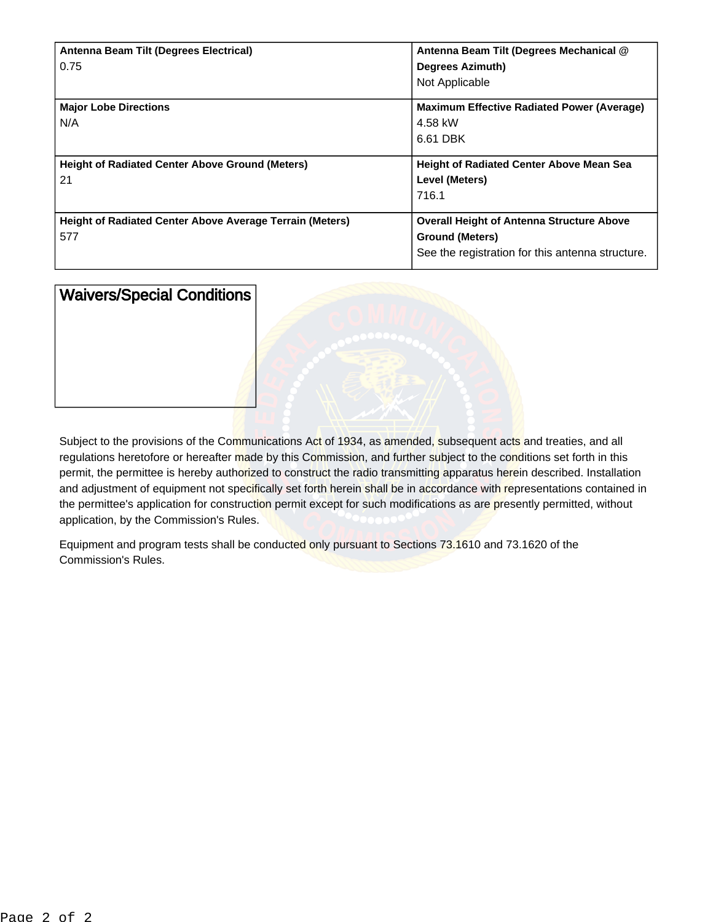| | |
|---|---|
| **Antenna Beam Tilt (Degrees Electrical)**<br>0.75 | **Antenna Beam Tilt (Degrees Mechanical @ Degrees Azimuth)**<br>Not Applicable |
| **Major Lobe Directions**<br>N/A | **Maximum Effective Radiated Power (Average)**<br>4.58 kW<br>6.61 DBK |
| **Height of Radiated Center Above Ground (Meters)**<br>21 | **Height of Radiated Center Above Mean Sea Level (Meters)**<br>716.1 |
| **Height of Radiated Center Above Average Terrain (Meters)**<br>577 | **Overall Height of Antenna Structure Above Ground (Meters)**<br>See the registration for this antenna structure. |

## Waivers/Special Conditions

Subject to the provisions of the Communications Act of 1934, as amended, subsequent acts and treaties, and all regulations heretofore or hereafter made by this Commission, and further subject to the conditions set forth in this permit, the permittee is hereby authorized to construct the radio transmitting apparatus herein described. Installation and adjustment of equipment not specifically set forth herein shall be in accordance with representations contained in the permittee's application for construction permit except for such modifications as are presently permitted, without application, by the Commission's Rules.

Equipment and program tests shall be conducted only pursuant to Sections 73.1610 and 73.1620 of the Commission's Rules.